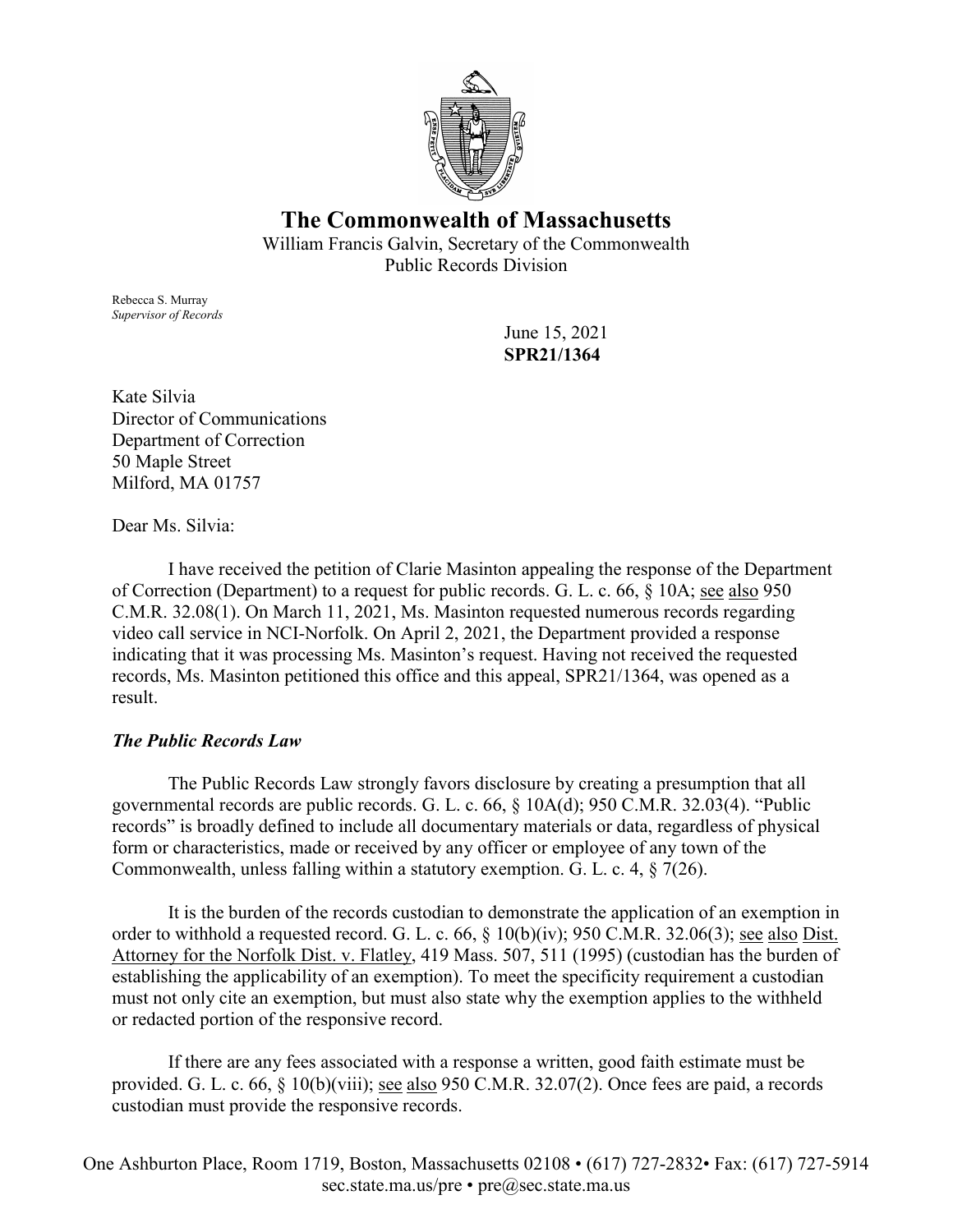# The Commonwealth of Massachusetts

William Francis Galvin, Secretary of the Commonwealth
Public Records Division

Rebecca S. Murray
*Supervisor of Records*

June 15, 2021
**SPR21/1364**

Kate Silvia
Director of Communications
Department of Correction
50 Maple Street
Milford, MA 01757

Dear Ms. Silvia:

I have received the petition of Clarie Masinton appealing the response of the Department of Correction (Department) to a request for public records. G. L. c. 66, § 10A; see also 950 C.M.R. 32.08(1). On March 11, 2021, Ms. Masinton requested numerous records regarding video call service in NCI-Norfolk. On April 2, 2021, the Department provided a response indicating that it was processing Ms. Masinton's request. Having not received the requested records, Ms. Masinton petitioned this office and this appeal, SPR21/1364, was opened as a result.

***The Public Records Law***

The Public Records Law strongly favors disclosure by creating a presumption that all governmental records are public records. G. L. c. 66, § 10A(d); 950 C.M.R. 32.03(4). "Public records" is broadly defined to include all documentary materials or data, regardless of physical form or characteristics, made or received by any officer or employee of any town of the Commonwealth, unless falling within a statutory exemption. G. L. c. 4, § 7(26).

It is the burden of the records custodian to demonstrate the application of an exemption in order to withhold a requested record. G. L. c. 66, § 10(b)(iv); 950 C.M.R. 32.06(3); see also Dist. Attorney for the Norfolk Dist. v. Flatley, 419 Mass. 507, 511 (1995) (custodian has the burden of establishing the applicability of an exemption). To meet the specificity requirement a custodian must not only cite an exemption, but must also state why the exemption applies to the withheld or redacted portion of the responsive record.

If there are any fees associated with a response a written, good faith estimate must be provided. G. L. c. 66, § 10(b)(viii); see also 950 C.M.R. 32.07(2). Once fees are paid, a records custodian must provide the responsive records.

One Ashburton Place, Room 1719, Boston, Massachusetts 02108 • (617) 727-2832• Fax: (617) 727-5914
sec.state.ma.us/pre • pre@sec.state.ma.us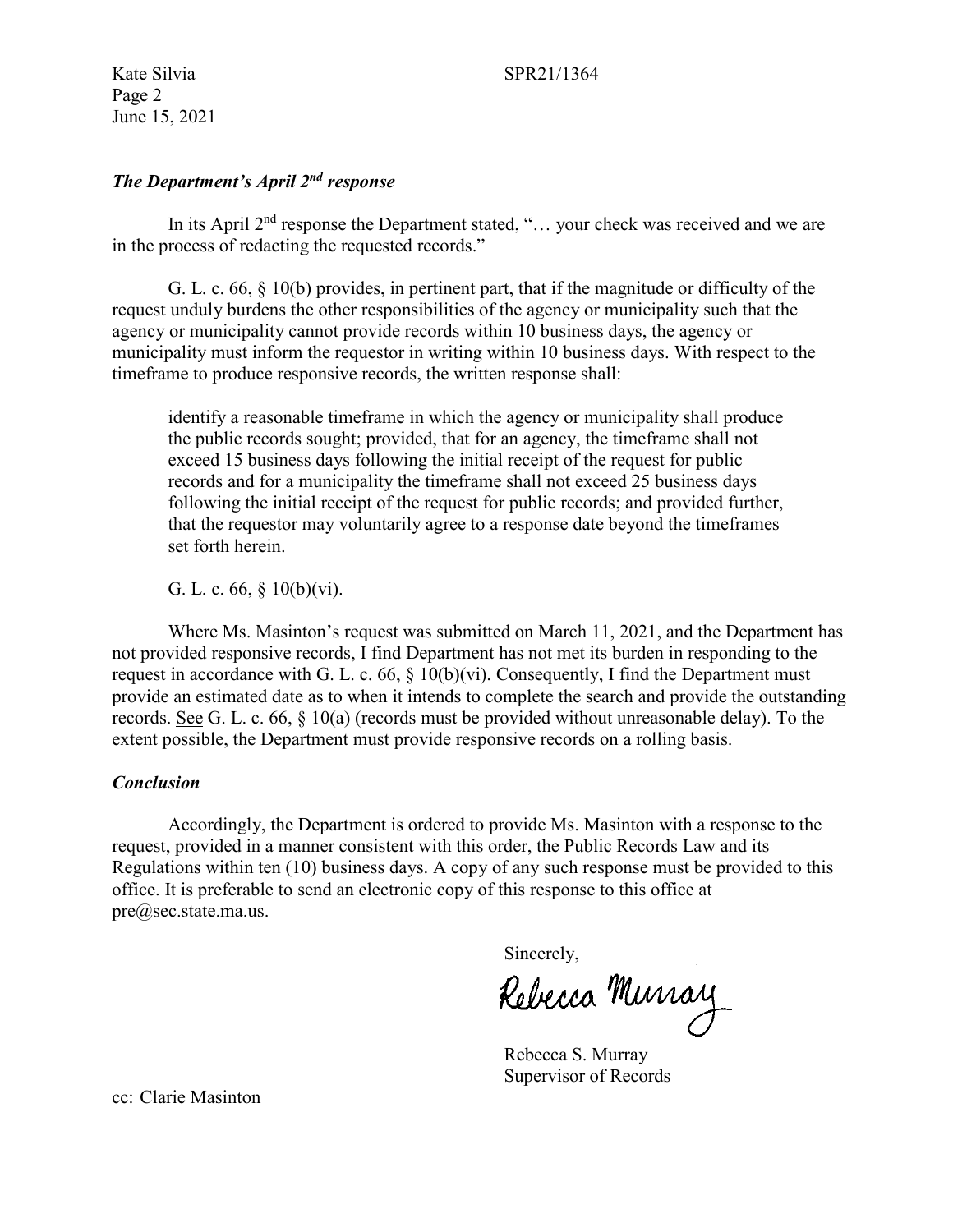### *The Department's April 2nd response*

In its April 2nd response the Department stated, "… your check was received and we are in the process of redacting the requested records."

G. L. c. 66, § 10(b) provides, in pertinent part, that if the magnitude or difficulty of the request unduly burdens the other responsibilities of the agency or municipality such that the agency or municipality cannot provide records within 10 business days, the agency or municipality must inform the requestor in writing within 10 business days. With respect to the timeframe to produce responsive records, the written response shall:

> identify a reasonable timeframe in which the agency or municipality shall produce the public records sought; provided, that for an agency, the timeframe shall not exceed 15 business days following the initial receipt of the request for public records and for a municipality the timeframe shall not exceed 25 business days following the initial receipt of the request for public records; and provided further, that the requestor may voluntarily agree to a response date beyond the timeframes set forth herein.
>
> G. L. c. 66, § 10(b)(vi).

Where Ms. Masinton's request was submitted on March 11, 2021, and the Department has not provided responsive records, I find Department has not met its burden in responding to the request in accordance with G. L. c. 66, § 10(b)(vi). Consequently, I find the Department must provide an estimated date as to when it intends to complete the search and provide the outstanding records. See G. L. c. 66, § 10(a) (records must be provided without unreasonable delay). To the extent possible, the Department must provide responsive records on a rolling basis.

### *Conclusion*

Accordingly, the Department is ordered to provide Ms. Masinton with a response to the request, provided in a manner consistent with this order, the Public Records Law and its Regulations within ten (10) business days. A copy of any such response must be provided to this office. It is preferable to send an electronic copy of this response to this office at pre@sec.state.ma.us.

Sincerely,

Rebecca Murray

Rebecca S. Murray
Supervisor of Records

cc: Clarie Masinton